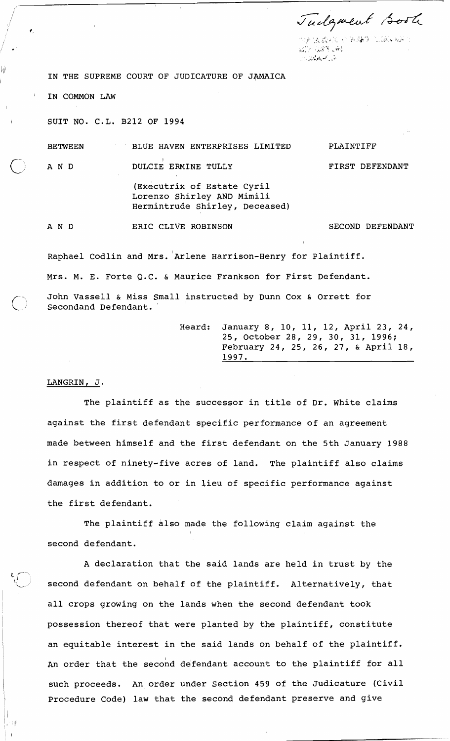Judgment Book

IN THE SUPREME COURT OF JUDICATURE OF JAMAICA

IN COMMON LAW

SUIT NO. C.L. B212 OF 1994

| | | |
|---|---|---|
| BETWEEN | BLUE HAVEN ENTERPRISES LIMITED | PLAINTIFF |
| A N D | DULCIE ERMINE TULLY (Executrix of Estate Cyril Lorenzo Shirley AND Mimili Hermintrude Shirley, Deceased) | FIRST DEFENDANT |
| A N D | ERIC CLIVE ROBINSON | SECOND DEFENDANT |

Raphael Codlin and Mrs. Arlene Harrison-Henry for Plaintiff.

Mrs. M. E. Forte Q.C. & Maurice Frankson for First Defendant.

John Vassell & Miss Small instructed by Dunn Cox & Orrett for Secondand Defendant.

Heard: January 8, 10, 11, 12, April 23, 24, 25, October 28, 29, 30, 31, 1996; February 24, 25, 26, 27, & April 18, 1997.

LANGRIN, J.

The plaintiff as the successor in title of Dr. White claims against the first defendant specific performance of an agreement made between himself and the first defendant on the 5th January 1988 in respect of ninety-five acres of land. The plaintiff also claims damages in addition to or in lieu of specific performance against the first defendant.

The plaintiff also made the following claim against the second defendant.

A declaration that the said lands are held in trust by the second defendant on behalf of the plaintiff. Alternatively, that all crops growing on the lands when the second defendant took possession thereof that were planted by the plaintiff, constitute an equitable interest in the said lands on behalf of the plaintiff. An order that the second defendant account to the plaintiff for all such proceeds. An order under Section 459 of the Judicature (Civil Procedure Code) law that the second defendant preserve and give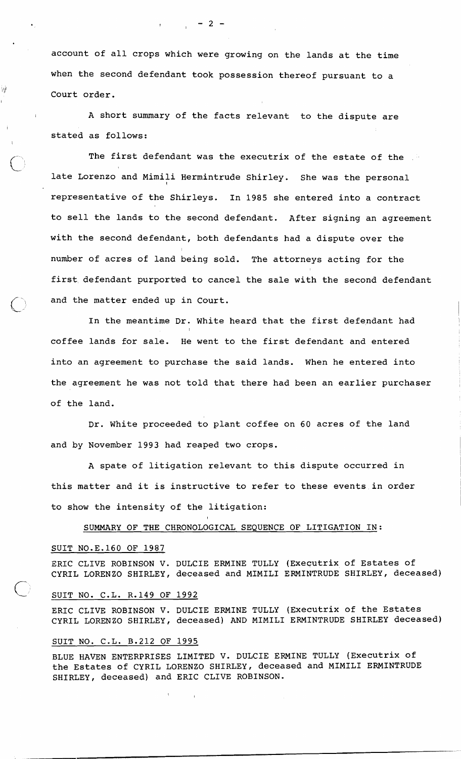account of all crops which were growing on the lands at the time when the second defendant took possession thereof pursuant to a Court order.

A short summary of the facts relevant to the dispute are stated as follows:

The first defendant was the executrix of the estate of the late Lorenzo and Mimili Hermintrude Shirley. She was the personal representative of the Shirleys. In 1985 she entered into a contract to sell the lands to the second defendant. After signing an agreement with the second defendant, both defendants had a dispute over the number of acres of land being sold. The attorneys acting for the first defendant purported to cancel the sale with the second defendant and the matter ended up in Court.

In the meantime Dr. White heard that the first defendant had coffee lands for sale. He went to the first defendant and entered into an agreement to purchase the said lands. When he entered into the agreement he was not told that there had been an earlier purchaser of the land.

Dr. White proceeded to plant coffee on 60 acres of the land and by November 1993 had reaped two crops.

A spate of litigation relevant to this dispute occurred in this matter and it is instructive to refer to these events in order to show the intensity of the litigation:

SUMMARY OF THE CHRONOLOGICAL SEQUENCE OF LITIGATION IN:

SUIT NO.E.160 OF 1987

ERIC CLIVE ROBINSON V. DULCIE ERMINE TULLY (Executrix of Estates of CYRIL LORENZO SHIRLEY, deceased and MIMILI ERMINTRUDE SHIRLEY, deceased)

SUIT NO. C.L. R.149 OF 1992

ERIC CLIVE ROBINSON V. DULCIE ERMINE TULLY (Executrix of the Estates CYRIL LORENZO SHIRLEY, deceased) AND MIMILI ERMINTRUDE SHIRLEY deceased)

SUIT NO. C.L. B.212 OF 1995

BLUE HAVEN ENTERPRISES LIMITED V. DULCIE ERMINE TULLY (Executrix of the Estates of CYRIL LORENZO SHIRLEY, deceased and MIMILI ERMINTRUDE SHIRLEY, deceased) and ERIC CLIVE ROBINSON.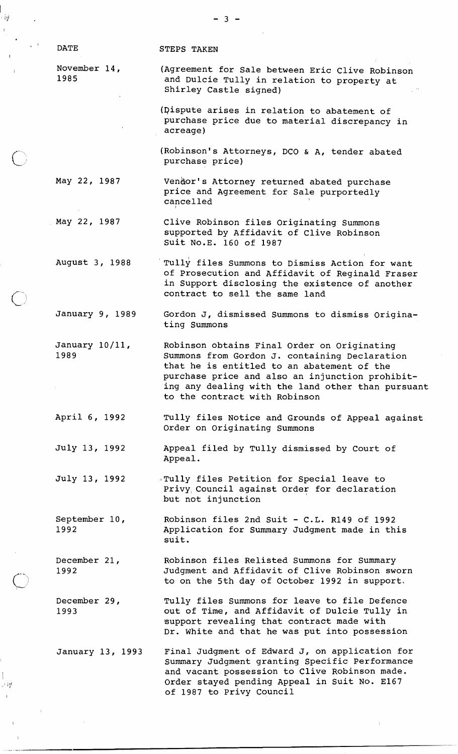| DATE | STEPS TAKEN |
|---|---|
| November 14, 1985 | (Agreement for Sale between Eric Clive Robinson and Dulcie Tully in relation to property at Shirley Castle signed) |
| | (Dispute arises in relation to abatement of purchase price due to material discrepancy in acreage) |
| | (Robinson's Attorneys, DCO & A, tender abated purchase price) |
| May 22, 1987 | Vendor's Attorney returned abated purchase price and Agreement for Sale purportedly cancelled |
| May 22, 1987 | Clive Robinson files Originating Summons supported by Affidavit of Clive Robinson Suit No.E. 160 of 1987 |
| August 3, 1988 | Tully files Summons to Dismiss Action for want of Prosecution and Affidavit of Reginald Fraser in Support disclosing the existence of another contract to sell the same land |
| January 9, 1989 | Gordon J, dismissed Summons to dismiss Originating Summons |
| January 10/11, 1989 | Robinson obtains Final Order on Originating Summons from Gordon J. containing Declaration that he is entitled to an abatement of the purchase price and also an injunction prohibiting any dealing with the land other than pursuant to the contract with Robinson |
| April 6, 1992 | Tully files Notice and Grounds of Appeal against Order on Originating Summons |
| July 13, 1992 | Appeal filed by Tully dismissed by Court of Appeal. |
| July 13, 1992 | Tully files Petition for Special leave to Privy Council against Order for declaration but not injunction |
| September 10, 1992 | Robinson files 2nd Suit - C.L. R149 of 1992 Application for Summary Judgment made in this suit. |
| December 21, 1992 | Robinson files Relisted Summons for Summary Judgment and Affidavit of Clive Robinson sworn to on the 5th day of October 1992 in support. |
| December 29, 1993 | Tully files Summons for leave to file Defence out of Time, and Affidavit of Dulcie Tully in support revealing that contract made with Dr. White and that he was put into possession |
| January 13, 1993 | Final Judgment of Edward J, on application for Summary Judgment granting Specific Performance and vacant possession to Clive Robinson made. Order stayed pending Appeal in Suit No. E167 of 1987 to Privy Council |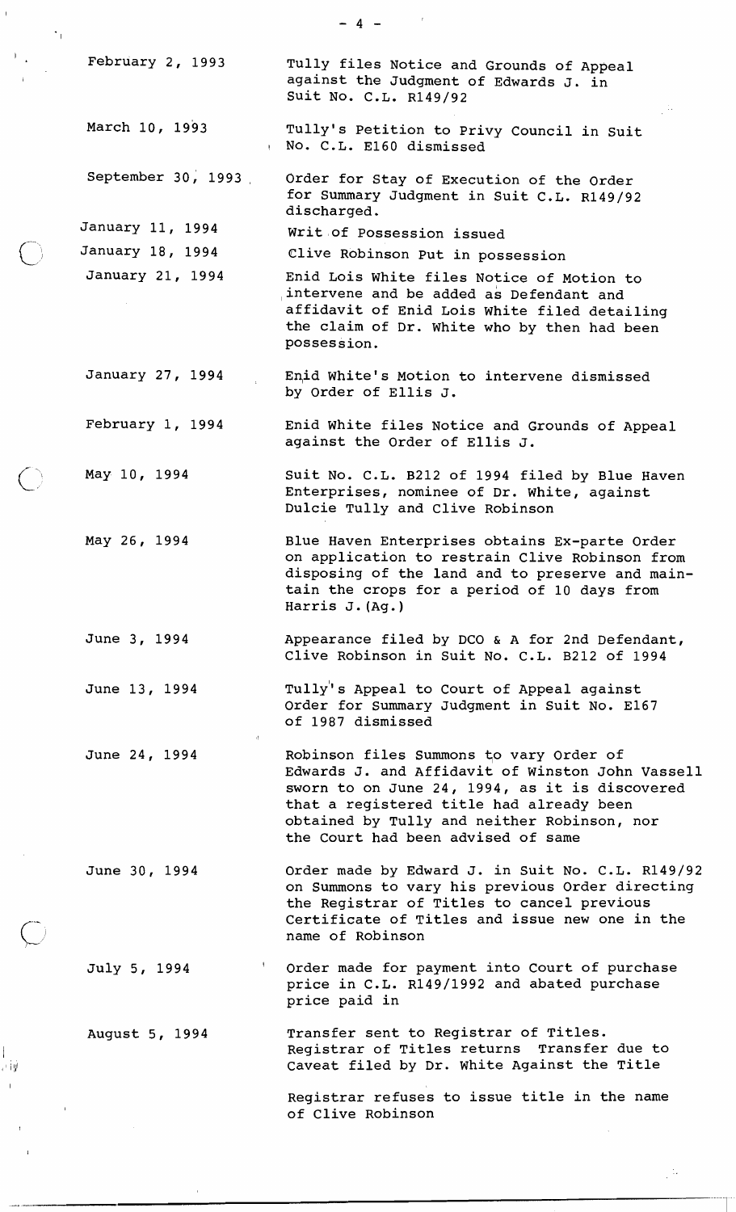| | |
|---|---|
| February 2, 1993 | Tully files Notice and Grounds of Appeal against the Judgment of Edwards J. in Suit No. C.L. R149/92 |
| March 10, 1993 | Tully's Petition to Privy Council in Suit No. C.L. E160 dismissed |
| September 30, 1993 | Order for Stay of Execution of the Order for Summary Judgment in Suit C.L. R149/92 discharged. |
| January 11, 1994 | Writ of Possession issued |
| January 18, 1994 | Clive Robinson Put in possession |
| January 21, 1994 | Enid Lois White files Notice of Motion to intervene and be added as Defendant and affidavit of Enid Lois White filed detailing the claim of Dr. White who by then had been possession. |
| January 27, 1994 | Enid White's Motion to intervene dismissed by Order of Ellis J. |
| February 1, 1994 | Enid White files Notice and Grounds of Appeal against the Order of Ellis J. |
| May 10, 1994 | Suit No. C.L. B212 of 1994 filed by Blue Haven Enterprises, nominee of Dr. White, against Dulcie Tully and Clive Robinson |
| May 26, 1994 | Blue Haven Enterprises obtains Ex-parte Order on application to restrain Clive Robinson from disposing of the land and to preserve and maintain the crops for a period of 10 days from Harris J. (Ag.) |
| June 3, 1994 | Appearance filed by DCO & A for 2nd Defendant, Clive Robinson in Suit No. C.L. B212 of 1994 |
| June 13, 1994 | Tully's Appeal to Court of Appeal against Order for Summary Judgment in Suit No. E167 of 1987 dismissed |
| June 24, 1994 | Robinson files Summons to vary Order of Edwards J. and Affidavit of Winston John Vassell sworn to on June 24, 1994, as it is discovered that a registered title had already been obtained by Tully and neither Robinson, nor the Court had been advised of same |
| June 30, 1994 | Order made by Edward J. in Suit No. C.L. R149/92 on Summons to vary his previous Order directing the Registrar of Titles to cancel previous Certificate of Titles and issue new one in the name of Robinson |
| July 5, 1994 | Order made for payment into Court of purchase price in C.L. R149/1992 and abated purchase price paid in |
| August 5, 1994 | Transfer sent to Registrar of Titles. Registrar of Titles returns Transfer due to Caveat filed by Dr. White Against the Title |
| | Registrar refuses to issue title in the name of Clive Robinson |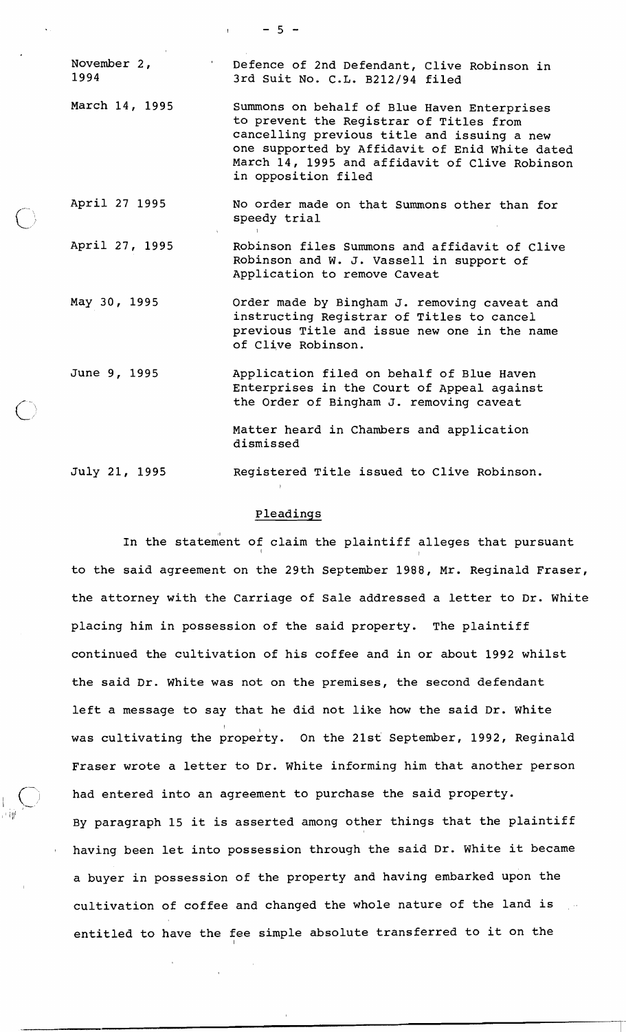| | |
|---|---|
| November 2, 1994 | Defence of 2nd Defendant, Clive Robinson in 3rd Suit No. C.L. B212/94 filed |
| March 14, 1995 | Summons on behalf of Blue Haven Enterprises to prevent the Registrar of Titles from cancelling previous title and issuing a new one supported by Affidavit of Enid White dated March 14, 1995 and affidavit of Clive Robinson in opposition filed |
| April 27 1995 | No order made on that Summons other than for speedy trial |
| April 27, 1995 | Robinson files Summons and affidavit of Clive Robinson and W. J. Vassell in support of Application to remove Caveat |
| May 30, 1995 | Order made by Bingham J. removing caveat and instructing Registrar of Titles to cancel previous Title and issue new one in the name of Clive Robinson. |
| June 9, 1995 | Application filed on behalf of Blue Haven Enterprises in the Court of Appeal against the Order of Bingham J. removing caveat<br><br>Matter heard in Chambers and application dismissed |
| July 21, 1995 | Registered Title issued to Clive Robinson. |

## Pleadings

In the statement of claim the plaintiff alleges that pursuant to the said agreement on the 29th September 1988, Mr. Reginald Fraser, the attorney with the Carriage of Sale addressed a letter to Dr. White placing him in possession of the said property. The plaintiff continued the cultivation of his coffee and in or about 1992 whilst the said Dr. White was not on the premises, the second defendant left a message to say that he did not like how the said Dr. White was cultivating the property. On the 21st September, 1992, Reginald Fraser wrote a letter to Dr. White informing him that another person had entered into an agreement to purchase the said property. By paragraph 15 it is asserted among other things that the plaintiff having been let into possession through the said Dr. White it became a buyer in possession of the property and having embarked upon the cultivation of coffee and changed the whole nature of the land is entitled to have the fee simple absolute transferred to it on the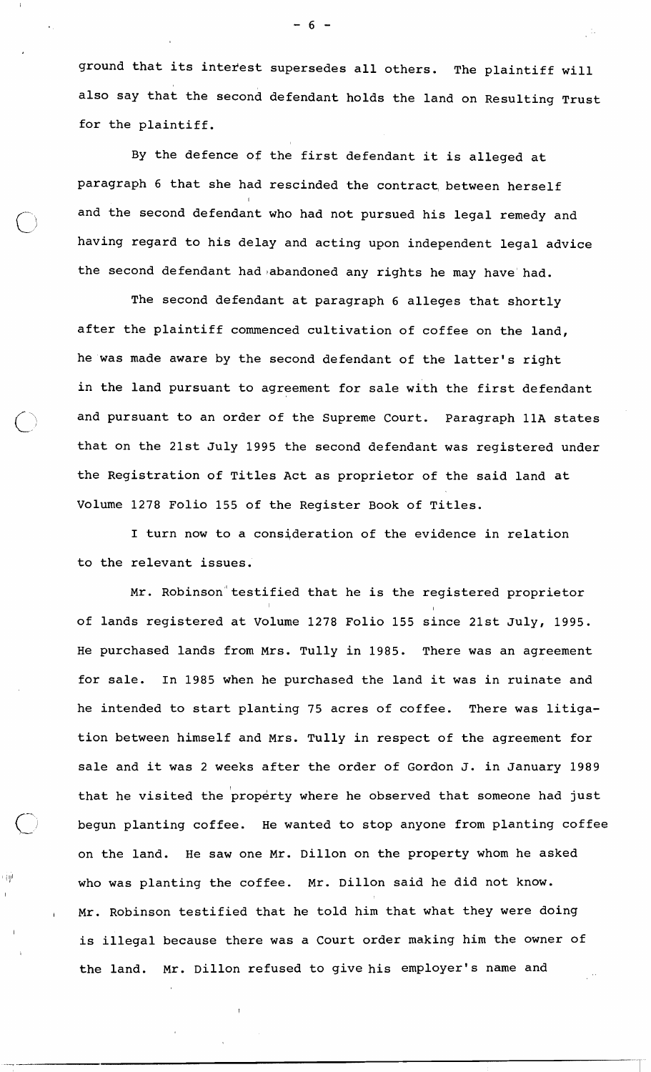ground that its interest supersedes all others. The plaintiff will also say that the second defendant holds the land on Resulting Trust for the plaintiff.

By the defence of the first defendant it is alleged at paragraph 6 that she had rescinded the contract between herself and the second defendant who had not pursued his legal remedy and having regard to his delay and acting upon independent legal advice the second defendant had abandoned any rights he may have had.

The second defendant at paragraph 6 alleges that shortly after the plaintiff commenced cultivation of coffee on the land, he was made aware by the second defendant of the latter's right in the land pursuant to agreement for sale with the first defendant and pursuant to an order of the Supreme Court. Paragraph 11A states that on the 21st July 1995 the second defendant was registered under the Registration of Titles Act as proprietor of the said land at Volume 1278 Folio 155 of the Register Book of Titles.

I turn now to a consideration of the evidence in relation to the relevant issues.

Mr. Robinson testified that he is the registered proprietor of lands registered at Volume 1278 Folio 155 since 21st July, 1995. He purchased lands from Mrs. Tully in 1985. There was an agreement for sale. In 1985 when he purchased the land it was in ruinate and he intended to start planting 75 acres of coffee. There was litigation between himself and Mrs. Tully in respect of the agreement for sale and it was 2 weeks after the order of Gordon J. in January 1989 that he visited the property where he observed that someone had just begun planting coffee. He wanted to stop anyone from planting coffee on the land. He saw one Mr. Dillon on the property whom he asked who was planting the coffee. Mr. Dillon said he did not know. Mr. Robinson testified that he told him that what they were doing is illegal because there was a Court order making him the owner of the land. Mr. Dillon refused to give his employer's name and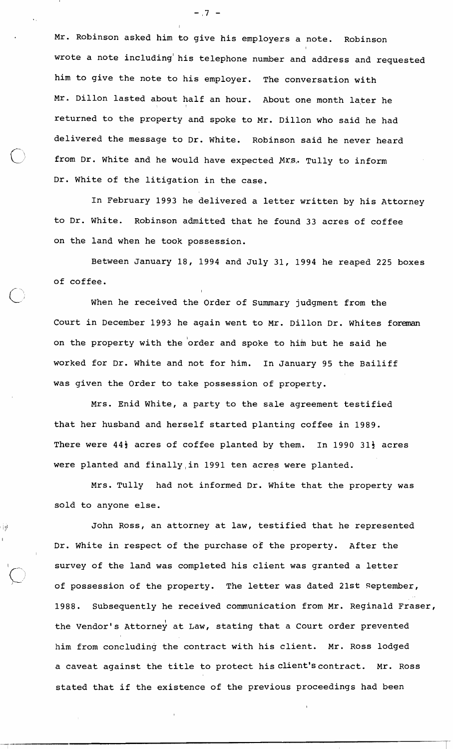Mr. Robinson asked him to give his employers a note. Robinson wrote a note including his telephone number and address and requested him to give the note to his employer. The conversation with Mr. Dillon lasted about half an hour. About one month later he returned to the property and spoke to Mr. Dillon who said he had delivered the message to Dr. White. Robinson said he never heard from Dr. White and he would have expected Mrs. Tully to inform Dr. White of the litigation in the case.

In February 1993 he delivered a letter written by his Attorney to Dr. White. Robinson admitted that he found 33 acres of coffee on the land when he took possession.

Between January 18, 1994 and July 31, 1994 he reaped 225 boxes of coffee.

When he received the Order of Summary judgment from the Court in December 1993 he again went to Mr. Dillon Dr. Whites foreman on the property with the order and spoke to him but he said he worked for Dr. White and not for him. In January 95 the Bailiff was given the Order to take possession of property.

Mrs. Enid White, a party to the sale agreement testified that her husband and herself started planting coffee in 1989. There were 44½ acres of coffee planted by them. In 1990 31½ acres were planted and finally in 1991 ten acres were planted.

Mrs. Tully had not informed Dr. White that the property was sold to anyone else.

John Ross, an attorney at law, testified that he represented Dr. White in respect of the purchase of the property. After the survey of the land was completed his client was granted a letter of possession of the property. The letter was dated 21st September, 1988. Subsequently he received communication from Mr. Reginald Fraser, the Vendor's Attorney at Law, stating that a Court order prevented him from concluding the contract with his client. Mr. Ross lodged a caveat against the title to protect his client's contract. Mr. Ross stated that if the existence of the previous proceedings had been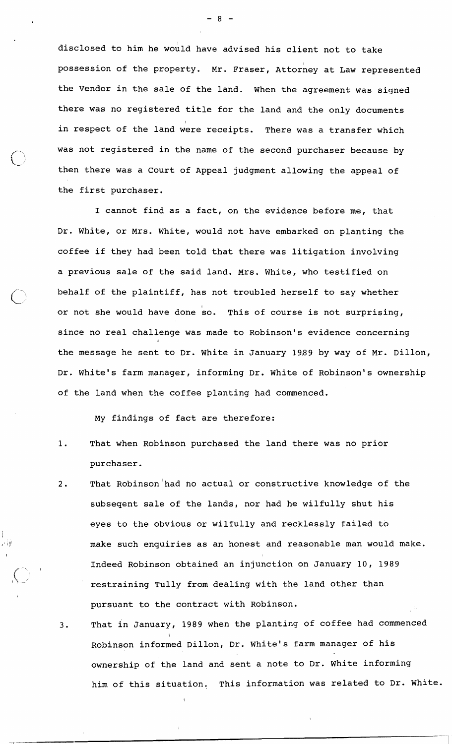disclosed to him he would have advised his client not to take possession of the property. Mr. Fraser, Attorney at Law represented the Vendor in the sale of the land. When the agreement was signed there was no registered title for the land and the only documents in respect of the land were receipts. There was a transfer which was not registered in the name of the second purchaser because by then there was a Court of Appeal judgment allowing the appeal of the first purchaser.

I cannot find as a fact, on the evidence before me, that Dr. White, or Mrs. White, would not have embarked on planting the coffee if they had been told that there was litigation involving a previous sale of the said land. Mrs. White, who testified on behalf of the plaintiff, has not troubled herself to say whether or not she would have done so. This of course is not surprising, since no real challenge was made to Robinson's evidence concerning the message he sent to Dr. White in January 1989 by way of Mr. Dillon, Dr. White's farm manager, informing Dr. White of Robinson's ownership of the land when the coffee planting had commenced.

My findings of fact are therefore:

1. That when Robinson purchased the land there was no prior purchaser.
2. That Robinson had no actual or constructive knowledge of the subseqent sale of the lands, nor had he wilfully shut his eyes to the obvious or wilfully and recklessly failed to make such enquiries as an honest and reasonable man would make. Indeed Robinson obtained an injunction on January 10, 1989 restraining Tully from dealing with the land other than pursuant to the contract with Robinson.
3. That in January, 1989 when the planting of coffee had commenced Robinson informed Dillon, Dr. White's farm manager of his ownership of the land and sent a note to Dr. White informing him of this situation. This information was related to Dr. White.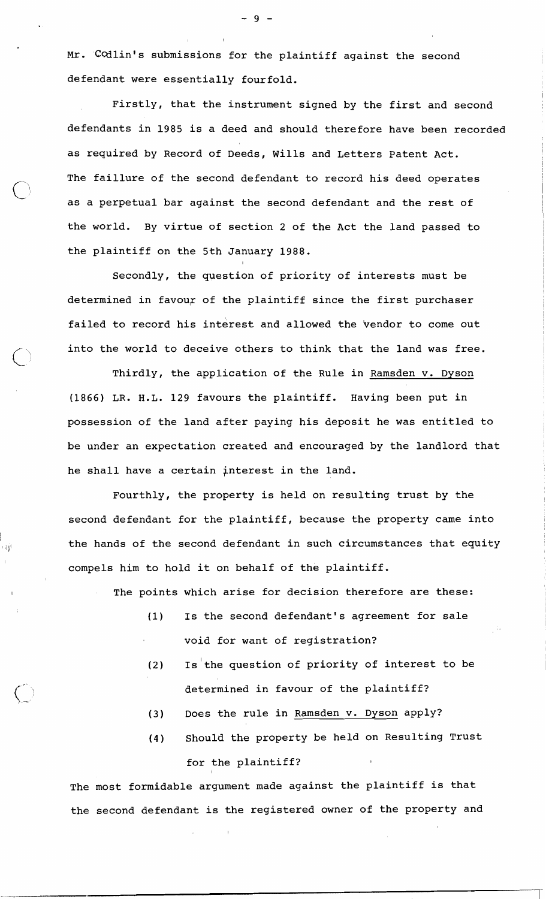Mr. Codlin's submissions for the plaintiff against the second defendant were essentially fourfold.

Firstly, that the instrument signed by the first and second defendants in 1985 is a deed and should therefore have been recorded as required by Record of Deeds, Wills and Letters Patent Act. The faillure of the second defendant to record his deed operates as a perpetual bar against the second defendant and the rest of the world. By virtue of section 2 of the Act the land passed to the plaintiff on the 5th January 1988.

Secondly, the question of priority of interests must be determined in favour of the plaintiff since the first purchaser failed to record his interest and allowed the vendor to come out into the world to deceive others to think that the land was free.

Thirdly, the application of the Rule in Ramsden v. Dyson (1866) LR. H.L. 129 favours the plaintiff. Having been put in possession of the land after paying his deposit he was entitled to be under an expectation created and encouraged by the landlord that he shall have a certain interest in the land.

Fourthly, the property is held on resulting trust by the second defendant for the plaintiff, because the property came into the hands of the second defendant in such circumstances that equity compels him to hold it on behalf of the plaintiff.

The points which arise for decision therefore are these:

(1) Is the second defendant's agreement for sale void for want of registration?

(2) Is the question of priority of interest to be determined in favour of the plaintiff?

(3) Does the rule in Ramsden v. Dyson apply?

(4) Should the property be held on Resulting Trust for the plaintiff?

The most formidable argument made against the plaintiff is that the second defendant is the registered owner of the property and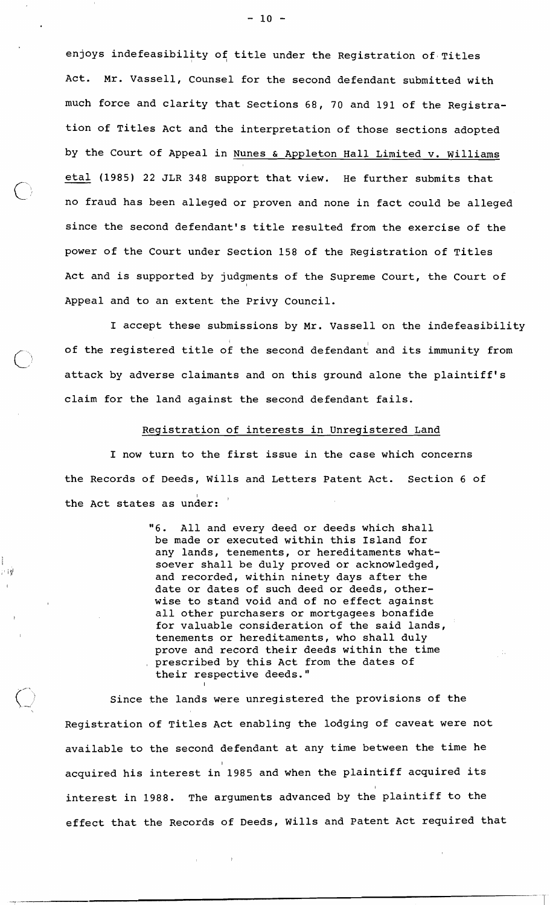enjoys indefeasibility of title under the Registration of Titles Act. Mr. Vassell, Counsel for the second defendant submitted with much force and clarity that Sections 68, 70 and 191 of the Registration of Titles Act and the interpretation of those sections adopted by the Court of Appeal in Nunes & Appleton Hall Limited v. Williams etal (1985) 22 JLR 348 support that view. He further submits that no fraud has been alleged or proven and none in fact could be alleged since the second defendant's title resulted from the exercise of the power of the Court under Section 158 of the Registration of Titles Act and is supported by judgments of the Supreme Court, the Court of Appeal and to an extent the Privy Council.

I accept these submissions by Mr. Vassell on the indefeasibility of the registered title of the second defendant and its immunity from attack by adverse claimants and on this ground alone the plaintiff's claim for the land against the second defendant fails.

## Registration of interests in Unregistered Land

I now turn to the first issue in the case which concerns the Records of Deeds, Wills and Letters Patent Act. Section 6 of the Act states as under:

> "6. All and every deed or deeds which shall be made or executed within this Island for any lands, tenements, or hereditaments whatsoever shall be duly proved or acknowledged, and recorded, within ninety days after the date or dates of such deed or deeds, otherwise to stand void and of no effect against all other purchasers or mortgagees bonafide for valuable consideration of the said lands, tenements or hereditaments, who shall duly prove and record their deeds within the time prescribed by this Act from the dates of their respective deeds."

Since the lands were unregistered the provisions of the Registration of Titles Act enabling the lodging of caveat were not available to the second defendant at any time between the time he acquired his interest in 1985 and when the plaintiff acquired its interest in 1988. The arguments advanced by the plaintiff to the effect that the Records of Deeds, Wills and Patent Act required that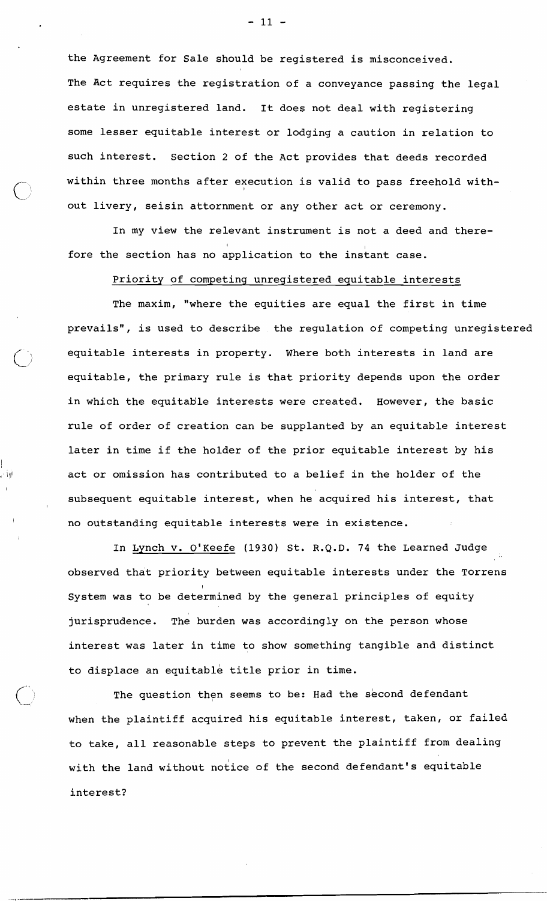the Agreement for Sale should be registered is misconceived. The Act requires the registration of a conveyance passing the legal estate in unregistered land. It does not deal with registering some lesser equitable interest or lodging a caution in relation to such interest. Section 2 of the Act provides that deeds recorded within three months after execution is valid to pass freehold without livery, seisin attornment or any other act or ceremony.

In my view the relevant instrument is not a deed and therefore the section has no application to the instant case.

Priority of competing unregistered equitable interests

The maxim, "where the equities are equal the first in time prevails", is used to describe the regulation of competing unregistered equitable interests in property. Where both interests in land are equitable, the primary rule is that priority depends upon the order in which the equitable interests were created. However, the basic rule of order of creation can be supplanted by an equitable interest later in time if the holder of the prior equitable interest by his act or omission has contributed to a belief in the holder of the subsequent equitable interest, when he acquired his interest, that no outstanding equitable interests were in existence.

In Lynch v. O'Keefe (1930) St. R.Q.D. 74 the Learned Judge observed that priority between equitable interests under the Torrens System was to be determined by the general principles of equity jurisprudence. The burden was accordingly on the person whose interest was later in time to show something tangible and distinct to displace an equitable title prior in time.

The question then seems to be: Had the second defendant when the plaintiff acquired his equitable interest, taken, or failed to take, all reasonable steps to prevent the plaintiff from dealing with the land without notice of the second defendant's equitable interest?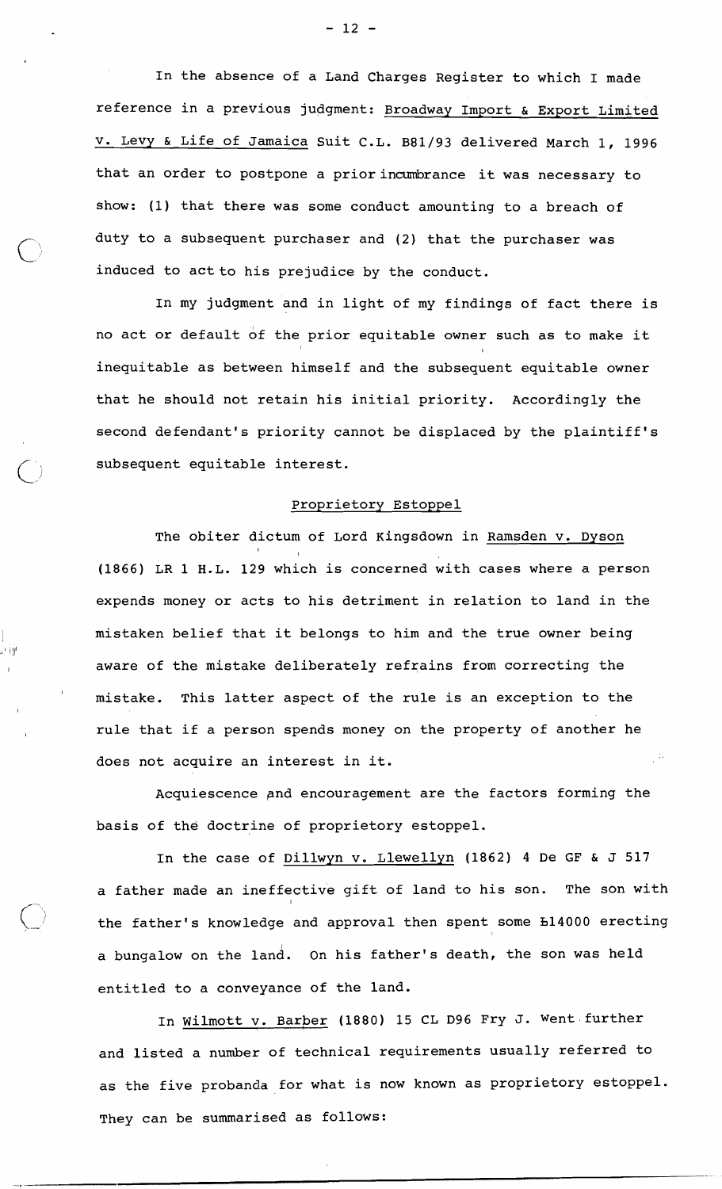In the absence of a Land Charges Register to which I made reference in a previous judgment: Broadway Import & Export Limited v. Levy & Life of Jamaica Suit C.L. B81/93 delivered March 1, 1996 that an order to postpone a prior incumbrance it was necessary to show: (1) that there was some conduct amounting to a breach of duty to a subsequent purchaser and (2) that the purchaser was induced to act to his prejudice by the conduct.

In my judgment and in light of my findings of fact there is no act or default of the prior equitable owner such as to make it inequitable as between himself and the subsequent equitable owner that he should not retain his initial priority. Accordingly the second defendant's priority cannot be displaced by the plaintiff's subsequent equitable interest.

## Proprietory Estoppel

The obiter dictum of Lord Kingsdown in Ramsden v. Dyson (1866) LR 1 H.L. 129 which is concerned with cases where a person expends money or acts to his detriment in relation to land in the mistaken belief that it belongs to him and the true owner being aware of the mistake deliberately refrains from correcting the mistake. This latter aspect of the rule is an exception to the rule that if a person spends money on the property of another he does not acquire an interest in it.

Acquiescence and encouragement are the factors forming the basis of the doctrine of proprietory estoppel.

In the case of Dillwyn v. Llewellyn (1862) 4 De GF & J 517 a father made an ineffective gift of land to his son. The son with the father's knowledge and approval then spent some Ѣ14000 erecting a bungalow on the land. On his father's death, the son was held entitled to a conveyance of the land.

In Wilmott v. Barber (1880) 15 CL D96 Fry J. Went further and listed a number of technical requirements usually referred to as the five probanda for what is now known as proprietory estoppel. They can be summarised as follows: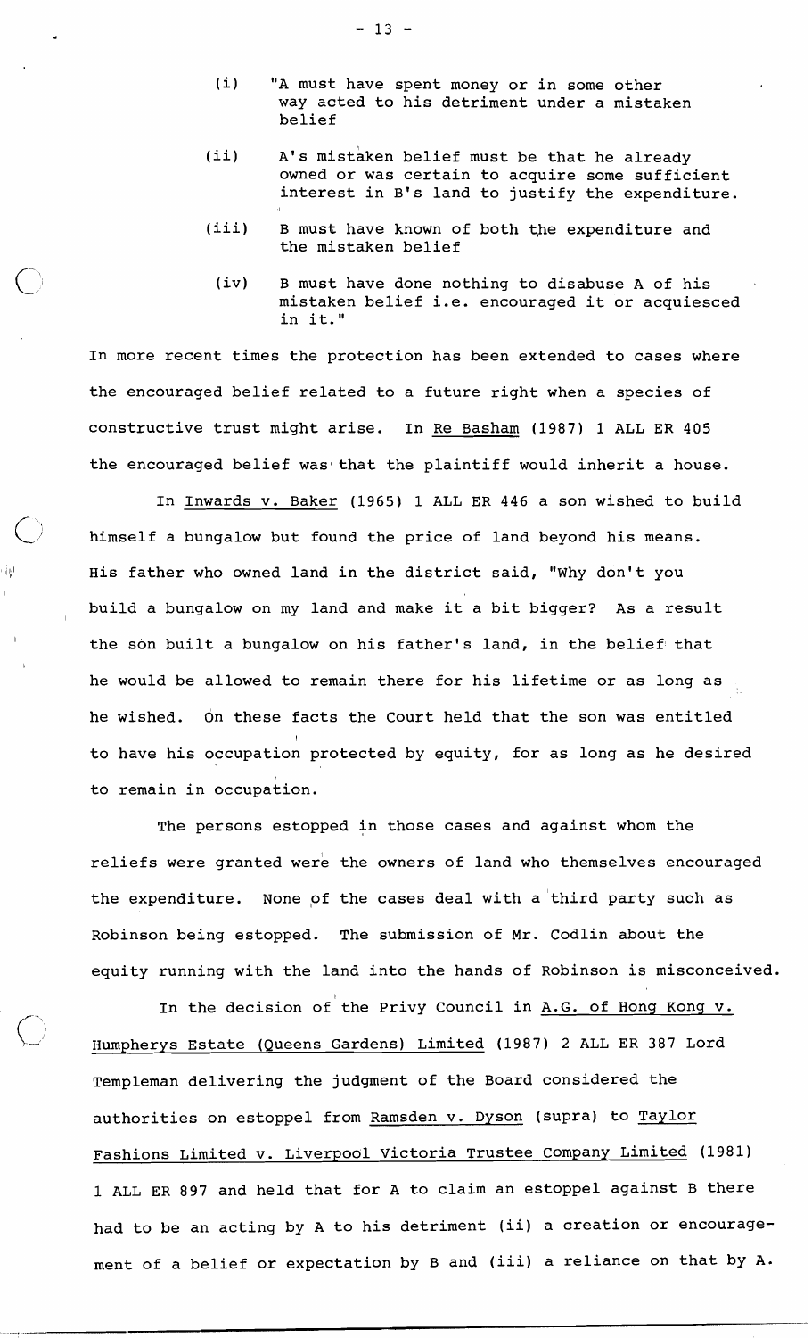(i) "A must have spent money or in some other way acted to his detriment under a mistaken belief

(ii) A's mistaken belief must be that he already owned or was certain to acquire some sufficient interest in B's land to justify the expenditure.

(iii) B must have known of both the expenditure and the mistaken belief

(iv) B must have done nothing to disabuse A of his mistaken belief i.e. encouraged it or acquiesced in it."

In more recent times the protection has been extended to cases where the encouraged belief related to a future right when a species of constructive trust might arise. In Re Basham (1987) 1 ALL ER 405 the encouraged belief was that the plaintiff would inherit a house.

In Inwards v. Baker (1965) 1 ALL ER 446 a son wished to build himself a bungalow but found the price of land beyond his means. His father who owned land in the district said, "Why don't you build a bungalow on my land and make it a bit bigger? As a result the son built a bungalow on his father's land, in the belief that he would be allowed to remain there for his lifetime or as long as he wished. On these facts the Court held that the son was entitled to have his occupation protected by equity, for as long as he desired to remain in occupation.

The persons estopped in those cases and against whom the reliefs were granted were the owners of land who themselves encouraged the expenditure. None of the cases deal with a third party such as Robinson being estopped. The submission of Mr. Codlin about the equity running with the land into the hands of Robinson is misconceived.

In the decision of the Privy Council in A.G. of Hong Kong v. Humpherys Estate (Queens Gardens) Limited (1987) 2 ALL ER 387 Lord Templeman delivering the judgment of the Board considered the authorities on estoppel from Ramsden v. Dyson (supra) to Taylor Fashions Limited v. Liverpool Victoria Trustee Company Limited (1981) 1 ALL ER 897 and held that for A to claim an estoppel against B there had to be an acting by A to his detriment (ii) a creation or encouragement of a belief or expectation by B and (iii) a reliance on that by A.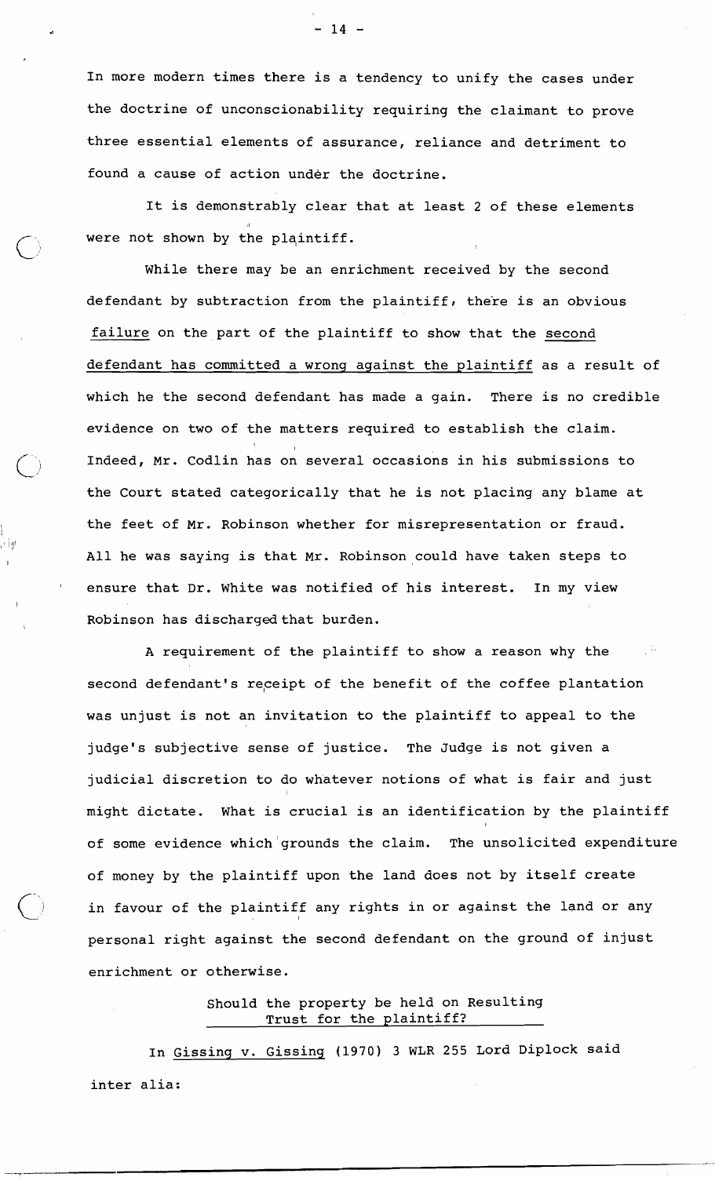In more modern times there is a tendency to unify the cases under the doctrine of unconscionability requiring the claimant to prove three essential elements of assurance, reliance and detriment to found a cause of action under the doctrine.

It is demonstrably clear that at least 2 of these elements were not shown by the plaintiff.

While there may be an enrichment received by the second defendant by subtraction from the plaintiff, there is an obvious failure on the part of the plaintiff to show that the second defendant has committed a wrong against the plaintiff as a result of which he the second defendant has made a gain. There is no credible evidence on two of the matters required to establish the claim. Indeed, Mr. Codlin has on several occasions in his submissions to the Court stated categorically that he is not placing any blame at the feet of Mr. Robinson whether for misrepresentation or fraud. All he was saying is that Mr. Robinson could have taken steps to ensure that Dr. White was notified of his interest. In my view Robinson has discharged that burden.

A requirement of the plaintiff to show a reason why the second defendant's receipt of the benefit of the coffee plantation was unjust is not an invitation to the plaintiff to appeal to the judge's subjective sense of justice. The Judge is not given a judicial discretion to do whatever notions of what is fair and just might dictate. What is crucial is an identification by the plaintiff of some evidence which grounds the claim. The unsolicited expenditure of money by the plaintiff upon the land does not by itself create in favour of the plaintiff any rights in or against the land or any personal right against the second defendant on the ground of injust enrichment or otherwise.

## Should the property be held on Resulting Trust for the plaintiff?

In Gissing v. Gissing (1970) 3 WLR 255 Lord Diplock said inter alia: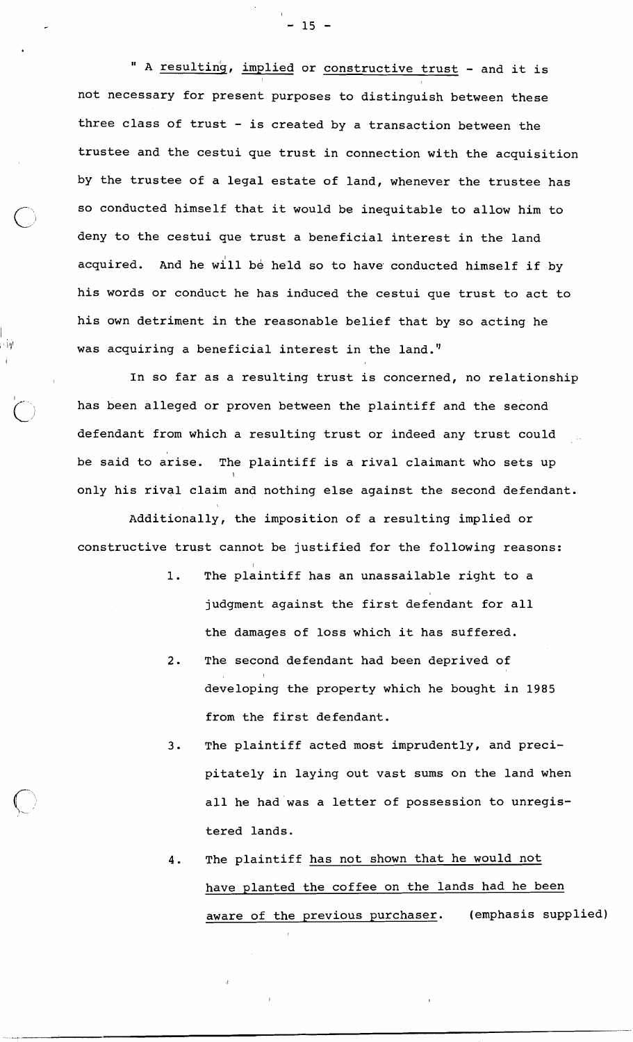" A <u>resulting</u>, <u>implied</u> or <u>constructive trust</u> - and it is not necessary for present purposes to distinguish between these three class of trust - is created by a transaction between the trustee and the cestui que trust in connection with the acquisition by the trustee of a legal estate of land, whenever the trustee has so conducted himself that it would be inequitable to allow him to deny to the cestui que trust a beneficial interest in the land acquired. And he will be held so to have conducted himself if by his words or conduct he has induced the cestui que trust to act to his own detriment in the reasonable belief that by so acting he was acquiring a beneficial interest in the land."

In so far as a resulting trust is concerned, no relationship has been alleged or proven between the plaintiff and the second defendant from which a resulting trust or indeed any trust could be said to arise. The plaintiff is a rival claimant who sets up only his rival claim and nothing else against the second defendant.

Additionally, the imposition of a resulting implied or constructive trust cannot be justified for the following reasons:

1. The plaintiff has an unassailable right to a judgment against the first defendant for all the damages of loss which it has suffered.
2. The second defendant had been deprived of developing the property which he bought in 1985 from the first defendant.
3. The plaintiff acted most imprudently, and precipitately in laying out vast sums on the land when all he had was a letter of possession to unregistered lands.
4. The plaintiff <u>has not shown that he would not have planted the coffee on the lands had he been aware of the previous purchaser</u>. (emphasis supplied)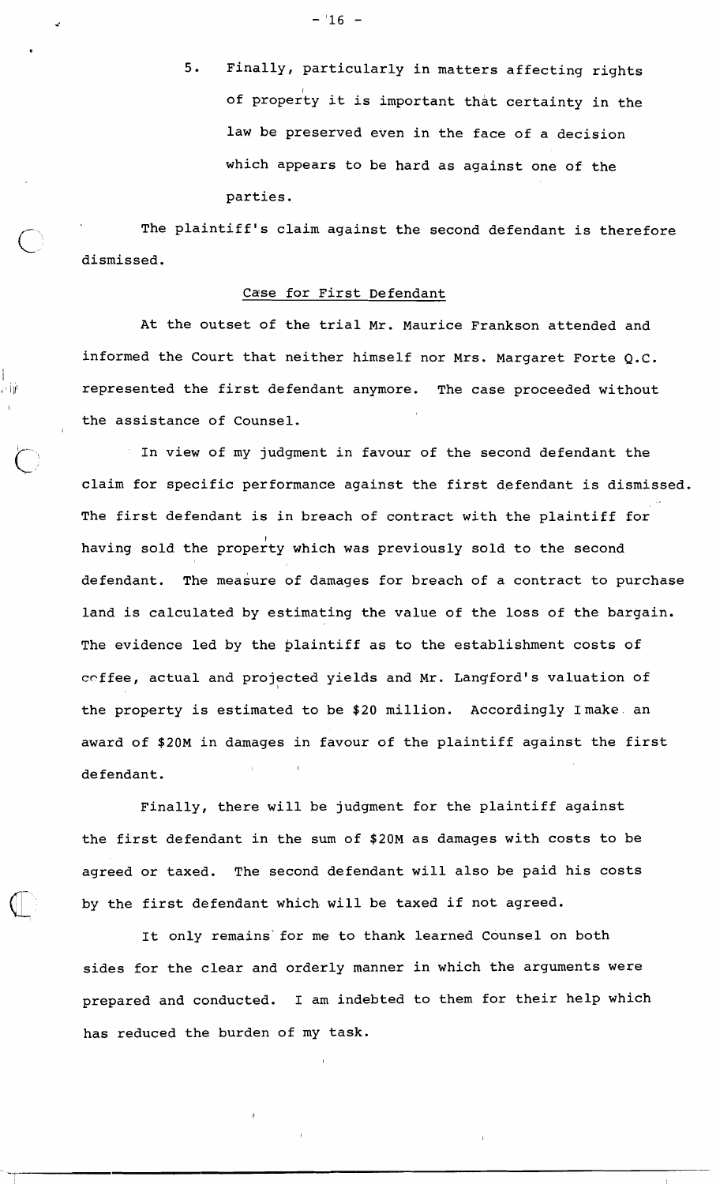5. Finally, particularly in matters affecting rights of property it is important that certainty in the law be preserved even in the face of a decision which appears to be hard as against one of the parties.

The plaintiff's claim against the second defendant is therefore dismissed.

## Case for First Defendant

At the outset of the trial Mr. Maurice Frankson attended and informed the Court that neither himself nor Mrs. Margaret Forte Q.C. represented the first defendant anymore. The case proceeded without the assistance of Counsel.

In view of my judgment in favour of the second defendant the claim for specific performance against the first defendant is dismissed. The first defendant is in breach of contract with the plaintiff for having sold the property which was previously sold to the second defendant. The measure of damages for breach of a contract to purchase land is calculated by estimating the value of the loss of the bargain. The evidence led by the plaintiff as to the establishment costs of coffee, actual and projected yields and Mr. Langford's valuation of the property is estimated to be $20 million. Accordingly I make an award of $20M in damages in favour of the plaintiff against the first defendant.

Finally, there will be judgment for the plaintiff against the first defendant in the sum of $20M as damages with costs to be agreed or taxed. The second defendant will also be paid his costs by the first defendant which will be taxed if not agreed.

It only remains for me to thank learned Counsel on both sides for the clear and orderly manner in which the arguments were prepared and conducted. I am indebted to them for their help which has reduced the burden of my task.